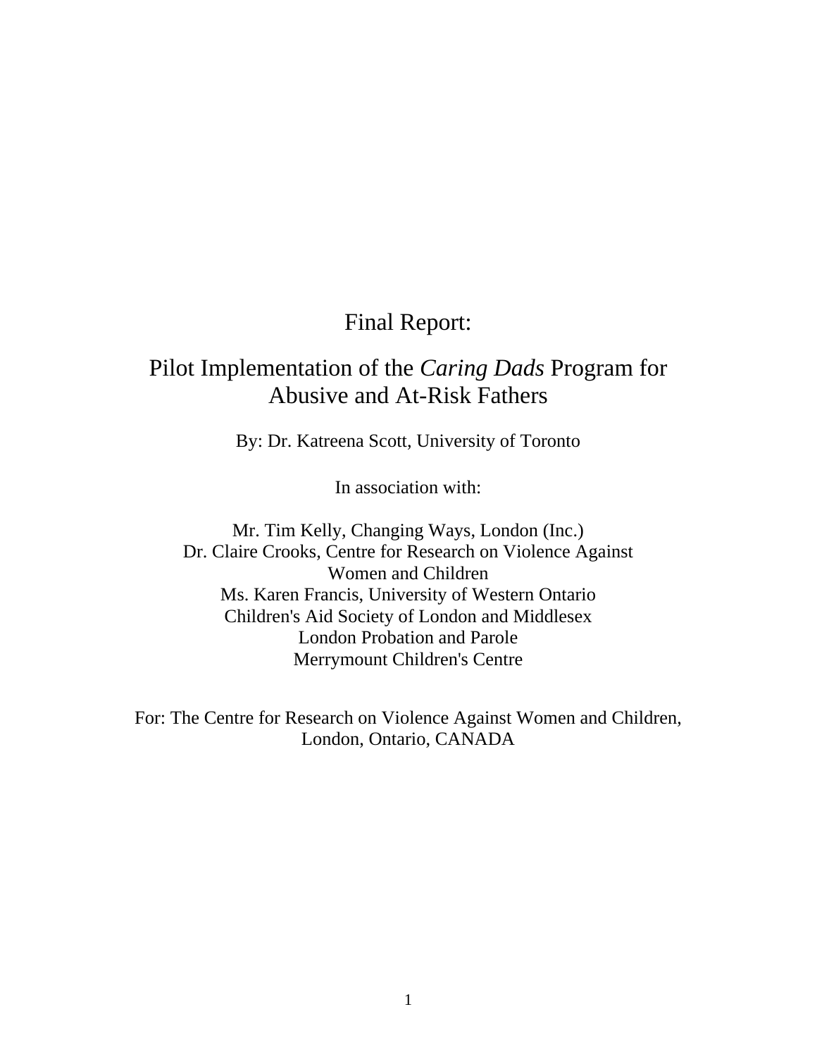# Final Report:

## Pilot Implementation of the *Caring Dads* Program for Abusive and At-Risk Fathers

By: Dr. Katreena Scott, University of Toronto

In association with:

Mr. Tim Kelly, Changing Ways, London (Inc.)
Dr. Claire Crooks, Centre for Research on Violence Against Women and Children
Ms. Karen Francis, University of Western Ontario
Children's Aid Society of London and Middlesex
London Probation and Parole
Merrymount Children's Centre

For: The Centre for Research on Violence Against Women and Children, London, Ontario, CANADA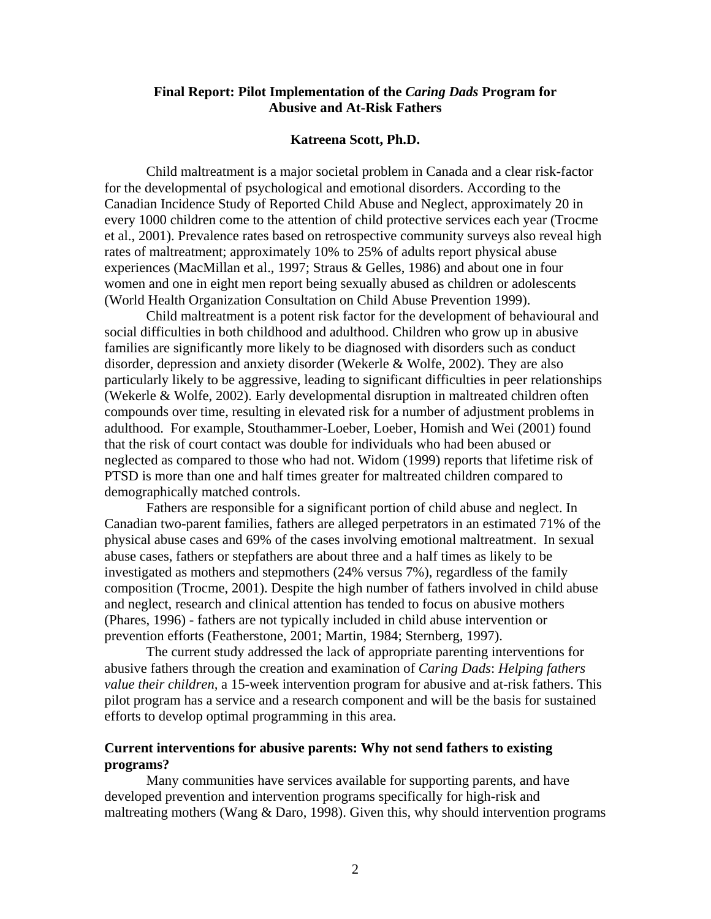## Final Report: Pilot Implementation of the *Caring Dads* Program for Abusive and At-Risk Fathers

**Katreena Scott, Ph.D.**

Child maltreatment is a major societal problem in Canada and a clear risk-factor for the developmental of psychological and emotional disorders. According to the Canadian Incidence Study of Reported Child Abuse and Neglect, approximately 20 in every 1000 children come to the attention of child protective services each year (Trocme et al., 2001). Prevalence rates based on retrospective community surveys also reveal high rates of maltreatment; approximately 10% to 25% of adults report physical abuse experiences (MacMillan et al., 1997; Straus & Gelles, 1986) and about one in four women and one in eight men report being sexually abused as children or adolescents (World Health Organization Consultation on Child Abuse Prevention 1999).

Child maltreatment is a potent risk factor for the development of behavioural and social difficulties in both childhood and adulthood. Children who grow up in abusive families are significantly more likely to be diagnosed with disorders such as conduct disorder, depression and anxiety disorder (Wekerle & Wolfe, 2002). They are also particularly likely to be aggressive, leading to significant difficulties in peer relationships (Wekerle & Wolfe, 2002). Early developmental disruption in maltreated children often compounds over time, resulting in elevated risk for a number of adjustment problems in adulthood. For example, Stouthammer-Loeber, Loeber, Homish and Wei (2001) found that the risk of court contact was double for individuals who had been abused or neglected as compared to those who had not. Widom (1999) reports that lifetime risk of PTSD is more than one and half times greater for maltreated children compared to demographically matched controls.

Fathers are responsible for a significant portion of child abuse and neglect. In Canadian two-parent families, fathers are alleged perpetrators in an estimated 71% of the physical abuse cases and 69% of the cases involving emotional maltreatment. In sexual abuse cases, fathers or stepfathers are about three and a half times as likely to be investigated as mothers and stepmothers (24% versus 7%), regardless of the family composition (Trocme, 2001). Despite the high number of fathers involved in child abuse and neglect, research and clinical attention has tended to focus on abusive mothers (Phares, 1996) - fathers are not typically included in child abuse intervention or prevention efforts (Featherstone, 2001; Martin, 1984; Sternberg, 1997).

The current study addressed the lack of appropriate parenting interventions for abusive fathers through the creation and examination of *Caring Dads*: *Helping fathers value their children,* a 15-week intervention program for abusive and at-risk fathers. This pilot program has a service and a research component and will be the basis for sustained efforts to develop optimal programming in this area.

### Current interventions for abusive parents: Why not send fathers to existing programs?

Many communities have services available for supporting parents, and have developed prevention and intervention programs specifically for high-risk and maltreating mothers (Wang & Daro, 1998). Given this, why should intervention programs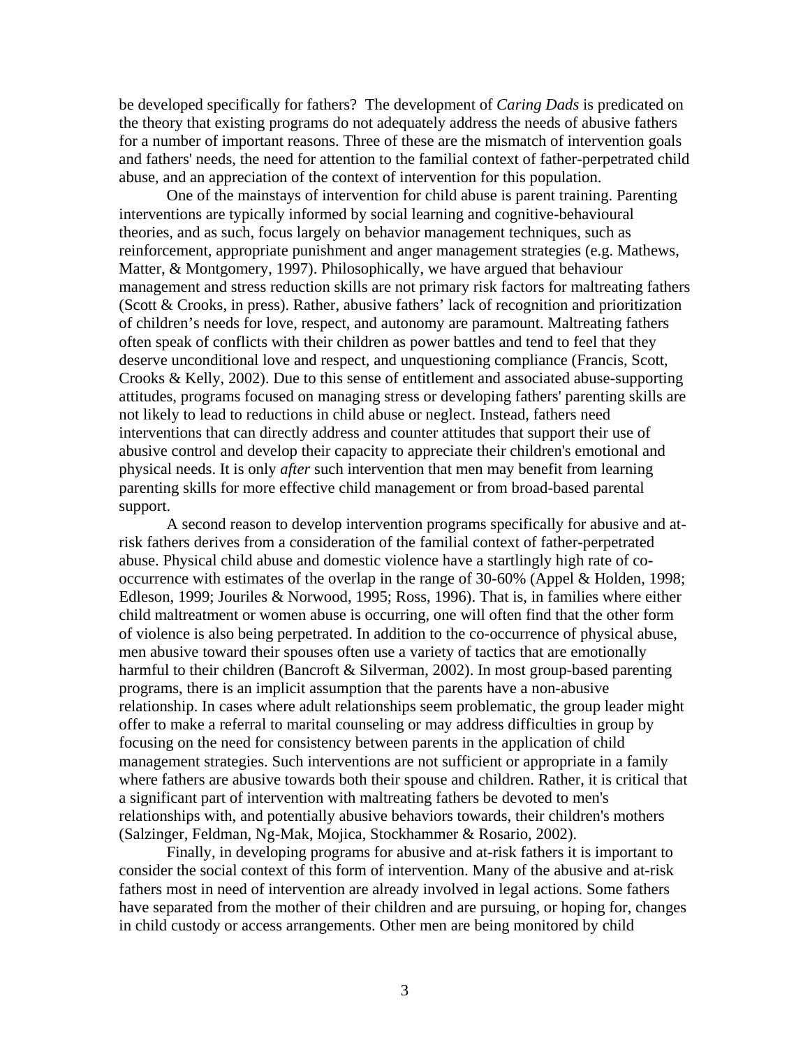be developed specifically for fathers? The development of *Caring Dads* is predicated on the theory that existing programs do not adequately address the needs of abusive fathers for a number of important reasons. Three of these are the mismatch of intervention goals and fathers' needs, the need for attention to the familial context of father-perpetrated child abuse, and an appreciation of the context of intervention for this population.

One of the mainstays of intervention for child abuse is parent training. Parenting interventions are typically informed by social learning and cognitive-behavioural theories, and as such, focus largely on behavior management techniques, such as reinforcement, appropriate punishment and anger management strategies (e.g. Mathews, Matter, & Montgomery, 1997). Philosophically, we have argued that behaviour management and stress reduction skills are not primary risk factors for maltreating fathers (Scott & Crooks, in press). Rather, abusive fathers' lack of recognition and prioritization of children's needs for love, respect, and autonomy are paramount. Maltreating fathers often speak of conflicts with their children as power battles and tend to feel that they deserve unconditional love and respect, and unquestioning compliance (Francis, Scott, Crooks & Kelly, 2002). Due to this sense of entitlement and associated abuse-supporting attitudes, programs focused on managing stress or developing fathers' parenting skills are not likely to lead to reductions in child abuse or neglect. Instead, fathers need interventions that can directly address and counter attitudes that support their use of abusive control and develop their capacity to appreciate their children's emotional and physical needs. It is only *after* such intervention that men may benefit from learning parenting skills for more effective child management or from broad-based parental support.

A second reason to develop intervention programs specifically for abusive and at-risk fathers derives from a consideration of the familial context of father-perpetrated abuse. Physical child abuse and domestic violence have a startlingly high rate of co-occurrence with estimates of the overlap in the range of 30-60% (Appel & Holden, 1998; Edleson, 1999; Jouriles & Norwood, 1995; Ross, 1996). That is, in families where either child maltreatment or women abuse is occurring, one will often find that the other form of violence is also being perpetrated. In addition to the co-occurrence of physical abuse, men abusive toward their spouses often use a variety of tactics that are emotionally harmful to their children (Bancroft & Silverman, 2002). In most group-based parenting programs, there is an implicit assumption that the parents have a non-abusive relationship. In cases where adult relationships seem problematic, the group leader might offer to make a referral to marital counseling or may address difficulties in group by focusing on the need for consistency between parents in the application of child management strategies. Such interventions are not sufficient or appropriate in a family where fathers are abusive towards both their spouse and children. Rather, it is critical that a significant part of intervention with maltreating fathers be devoted to men's relationships with, and potentially abusive behaviors towards, their children's mothers (Salzinger, Feldman, Ng-Mak, Mojica, Stockhammer & Rosario, 2002).

Finally, in developing programs for abusive and at-risk fathers it is important to consider the social context of this form of intervention. Many of the abusive and at-risk fathers most in need of intervention are already involved in legal actions. Some fathers have separated from the mother of their children and are pursuing, or hoping for, changes in child custody or access arrangements. Other men are being monitored by child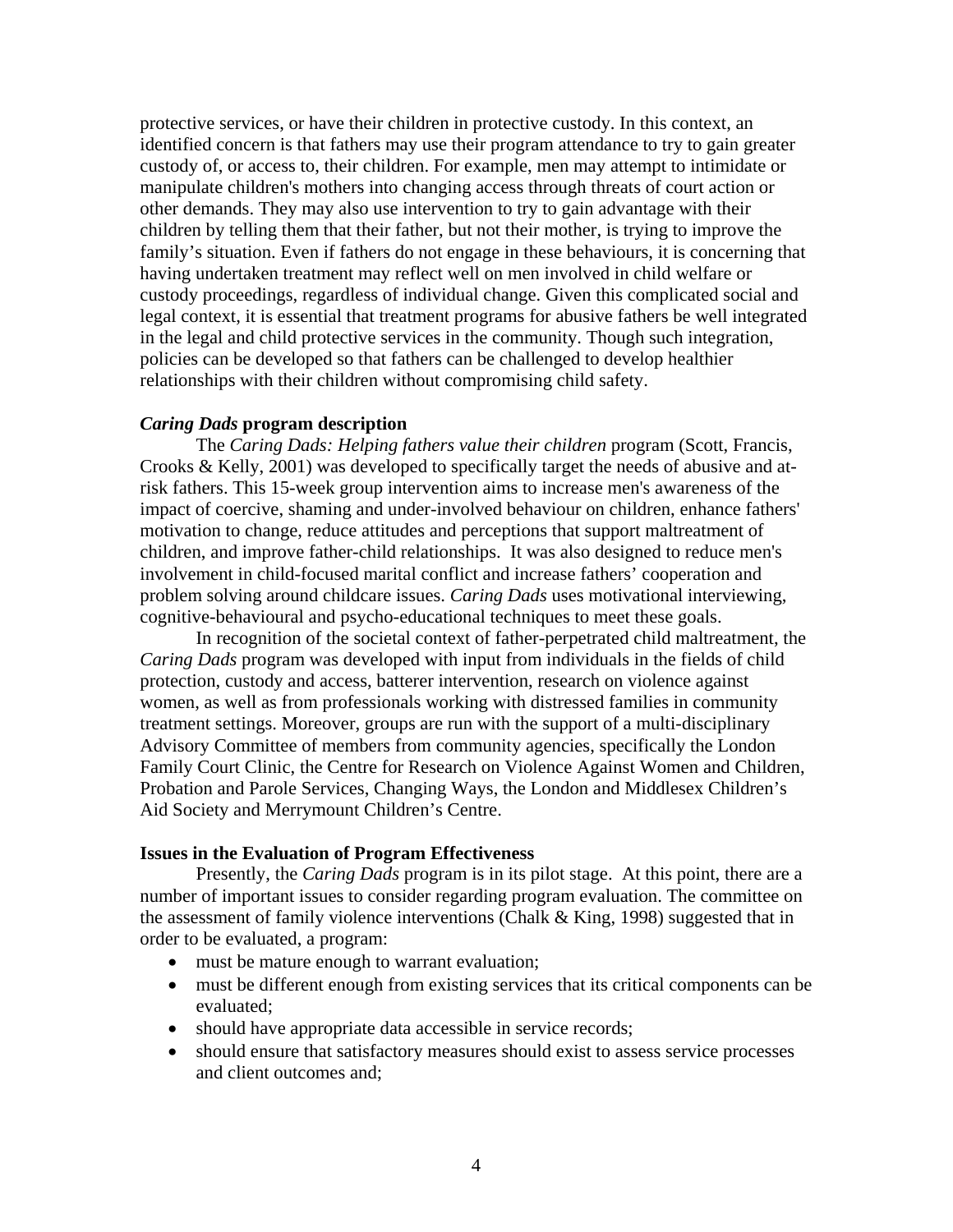protective services, or have their children in protective custody. In this context, an identified concern is that fathers may use their program attendance to try to gain greater custody of, or access to, their children. For example, men may attempt to intimidate or manipulate children's mothers into changing access through threats of court action or other demands. They may also use intervention to try to gain advantage with their children by telling them that their father, but not their mother, is trying to improve the family's situation. Even if fathers do not engage in these behaviours, it is concerning that having undertaken treatment may reflect well on men involved in child welfare or custody proceedings, regardless of individual change. Given this complicated social and legal context, it is essential that treatment programs for abusive fathers be well integrated in the legal and child protective services in the community. Though such integration, policies can be developed so that fathers can be challenged to develop healthier relationships with their children without compromising child safety.

### *Caring Dads* program description

The *Caring Dads: Helping fathers value their children* program (Scott, Francis, Crooks & Kelly, 2001) was developed to specifically target the needs of abusive and at-risk fathers. This 15-week group intervention aims to increase men's awareness of the impact of coercive, shaming and under-involved behaviour on children, enhance fathers' motivation to change, reduce attitudes and perceptions that support maltreatment of children, and improve father-child relationships. It was also designed to reduce men's involvement in child-focused marital conflict and increase fathers' cooperation and problem solving around childcare issues. *Caring Dads* uses motivational interviewing, cognitive-behavioural and psycho-educational techniques to meet these goals.

In recognition of the societal context of father-perpetrated child maltreatment, the *Caring Dads* program was developed with input from individuals in the fields of child protection, custody and access, batterer intervention, research on violence against women, as well as from professionals working with distressed families in community treatment settings. Moreover, groups are run with the support of a multi-disciplinary Advisory Committee of members from community agencies, specifically the London Family Court Clinic, the Centre for Research on Violence Against Women and Children, Probation and Parole Services, Changing Ways, the London and Middlesex Children's Aid Society and Merrymount Children's Centre.

### Issues in the Evaluation of Program Effectiveness

Presently, the *Caring Dads* program is in its pilot stage. At this point, there are a number of important issues to consider regarding program evaluation. The committee on the assessment of family violence interventions (Chalk & King, 1998) suggested that in order to be evaluated, a program:

- must be mature enough to warrant evaluation;
- must be different enough from existing services that its critical components can be evaluated;
- should have appropriate data accessible in service records;
- should ensure that satisfactory measures should exist to assess service processes and client outcomes and;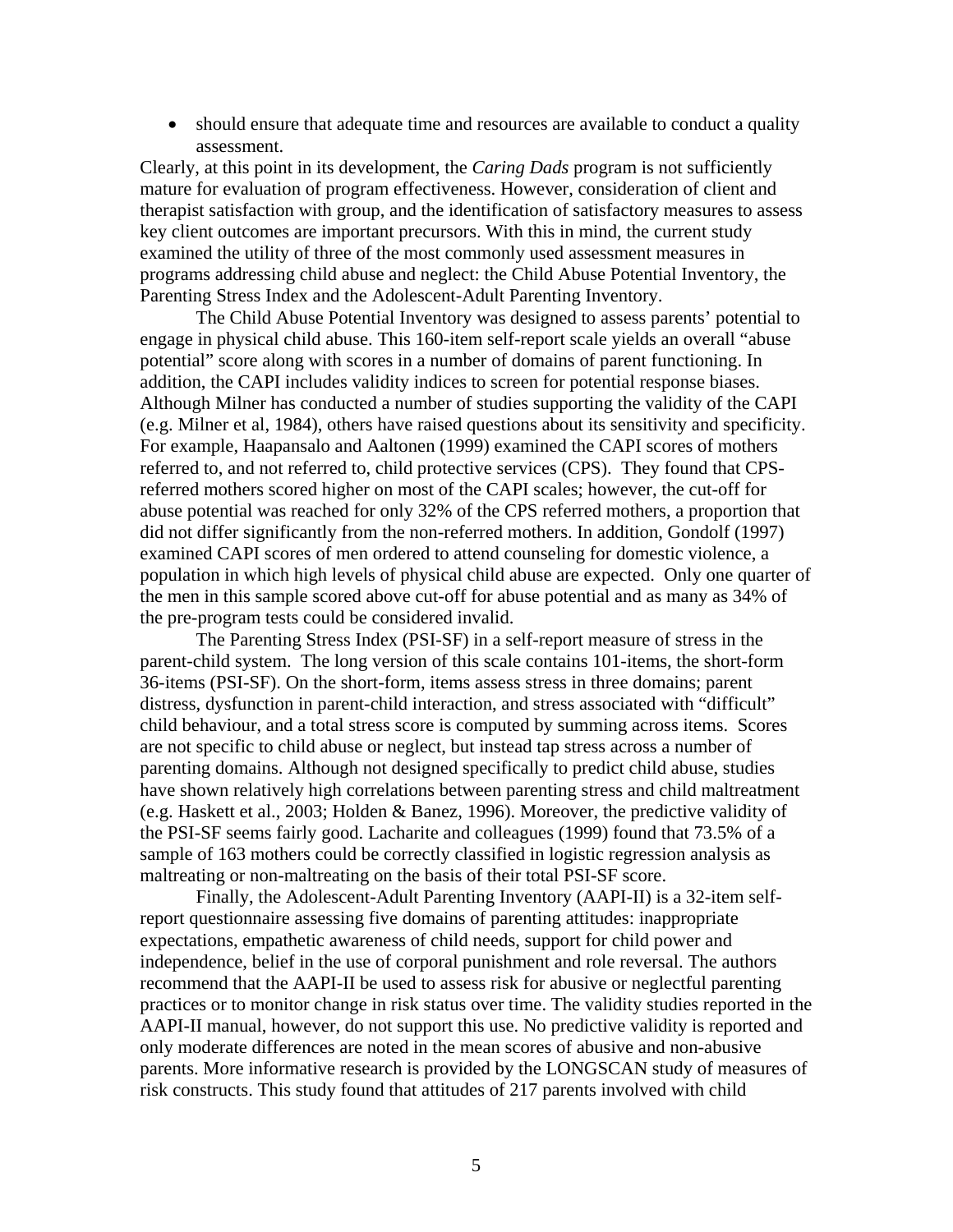- should ensure that adequate time and resources are available to conduct a quality assessment.

Clearly, at this point in its development, the *Caring Dads* program is not sufficiently mature for evaluation of program effectiveness. However, consideration of client and therapist satisfaction with group, and the identification of satisfactory measures to assess key client outcomes are important precursors. With this in mind, the current study examined the utility of three of the most commonly used assessment measures in programs addressing child abuse and neglect: the Child Abuse Potential Inventory, the Parenting Stress Index and the Adolescent-Adult Parenting Inventory.

The Child Abuse Potential Inventory was designed to assess parents' potential to engage in physical child abuse. This 160-item self-report scale yields an overall "abuse potential" score along with scores in a number of domains of parent functioning. In addition, the CAPI includes validity indices to screen for potential response biases. Although Milner has conducted a number of studies supporting the validity of the CAPI (e.g. Milner et al, 1984), others have raised questions about its sensitivity and specificity. For example, Haapansalo and Aaltonen (1999) examined the CAPI scores of mothers referred to, and not referred to, child protective services (CPS). They found that CPS-referred mothers scored higher on most of the CAPI scales; however, the cut-off for abuse potential was reached for only 32% of the CPS referred mothers, a proportion that did not differ significantly from the non-referred mothers. In addition, Gondolf (1997) examined CAPI scores of men ordered to attend counseling for domestic violence, a population in which high levels of physical child abuse are expected. Only one quarter of the men in this sample scored above cut-off for abuse potential and as many as 34% of the pre-program tests could be considered invalid.

The Parenting Stress Index (PSI-SF) in a self-report measure of stress in the parent-child system. The long version of this scale contains 101-items, the short-form 36-items (PSI-SF). On the short-form, items assess stress in three domains; parent distress, dysfunction in parent-child interaction, and stress associated with "difficult" child behaviour, and a total stress score is computed by summing across items. Scores are not specific to child abuse or neglect, but instead tap stress across a number of parenting domains. Although not designed specifically to predict child abuse, studies have shown relatively high correlations between parenting stress and child maltreatment (e.g. Haskett et al., 2003; Holden & Banez, 1996). Moreover, the predictive validity of the PSI-SF seems fairly good. Lacharite and colleagues (1999) found that 73.5% of a sample of 163 mothers could be correctly classified in logistic regression analysis as maltreating or non-maltreating on the basis of their total PSI-SF score.

Finally, the Adolescent-Adult Parenting Inventory (AAPI-II) is a 32-item self-report questionnaire assessing five domains of parenting attitudes: inappropriate expectations, empathetic awareness of child needs, support for child power and independence, belief in the use of corporal punishment and role reversal. The authors recommend that the AAPI-II be used to assess risk for abusive or neglectful parenting practices or to monitor change in risk status over time. The validity studies reported in the AAPI-II manual, however, do not support this use. No predictive validity is reported and only moderate differences are noted in the mean scores of abusive and non-abusive parents. More informative research is provided by the LONGSCAN study of measures of risk constructs. This study found that attitudes of 217 parents involved with child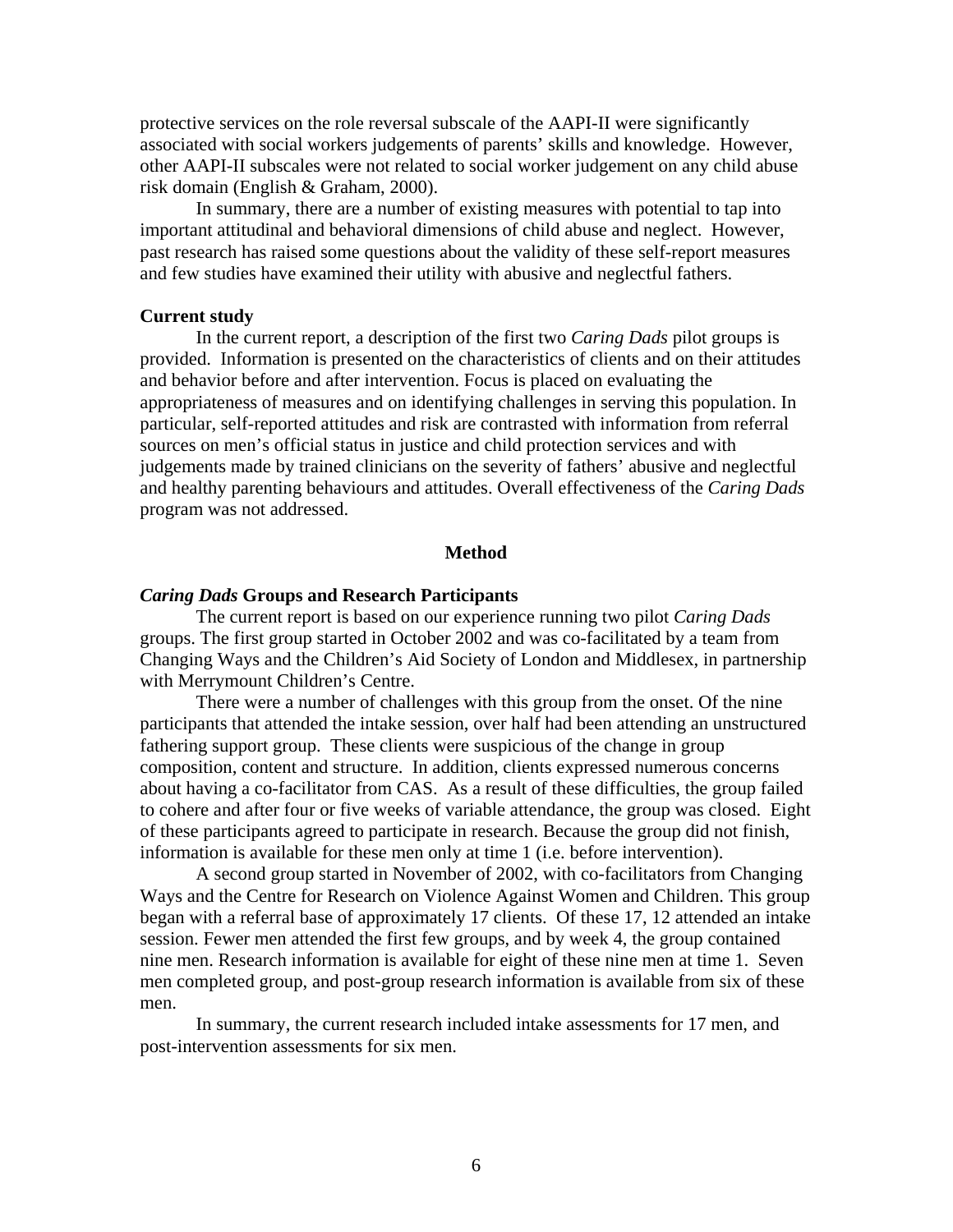protective services on the role reversal subscale of the AAPI-II were significantly associated with social workers judgements of parents' skills and knowledge. However, other AAPI-II subscales were not related to social worker judgement on any child abuse risk domain (English & Graham, 2000).

In summary, there are a number of existing measures with potential to tap into important attitudinal and behavioral dimensions of child abuse and neglect. However, past research has raised some questions about the validity of these self-report measures and few studies have examined their utility with abusive and neglectful fathers.

### Current study

In the current report, a description of the first two *Caring Dads* pilot groups is provided. Information is presented on the characteristics of clients and on their attitudes and behavior before and after intervention. Focus is placed on evaluating the appropriateness of measures and on identifying challenges in serving this population. In particular, self-reported attitudes and risk are contrasted with information from referral sources on men's official status in justice and child protection services and with judgements made by trained clinicians on the severity of fathers' abusive and neglectful and healthy parenting behaviours and attitudes. Overall effectiveness of the *Caring Dads* program was not addressed.

## Method

### *Caring Dads* Groups and Research Participants

The current report is based on our experience running two pilot *Caring Dads* groups. The first group started in October 2002 and was co-facilitated by a team from Changing Ways and the Children's Aid Society of London and Middlesex, in partnership with Merrymount Children's Centre.

There were a number of challenges with this group from the onset. Of the nine participants that attended the intake session, over half had been attending an unstructured fathering support group. These clients were suspicious of the change in group composition, content and structure. In addition, clients expressed numerous concerns about having a co-facilitator from CAS. As a result of these difficulties, the group failed to cohere and after four or five weeks of variable attendance, the group was closed. Eight of these participants agreed to participate in research. Because the group did not finish, information is available for these men only at time 1 (i.e. before intervention).

A second group started in November of 2002, with co-facilitators from Changing Ways and the Centre for Research on Violence Against Women and Children. This group began with a referral base of approximately 17 clients. Of these 17, 12 attended an intake session. Fewer men attended the first few groups, and by week 4, the group contained nine men. Research information is available for eight of these nine men at time 1. Seven men completed group, and post-group research information is available from six of these men.

In summary, the current research included intake assessments for 17 men, and post-intervention assessments for six men.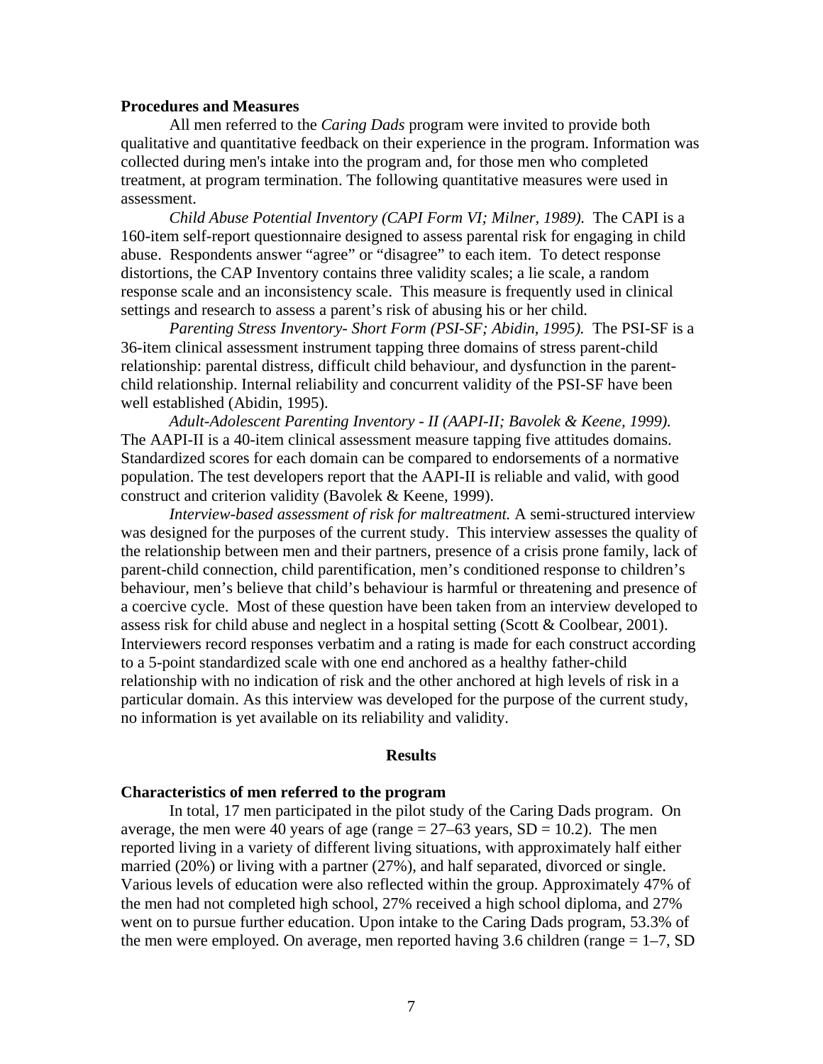### Procedures and Measures

All men referred to the *Caring Dads* program were invited to provide both qualitative and quantitative feedback on their experience in the program. Information was collected during men's intake into the program and, for those men who completed treatment, at program termination. The following quantitative measures were used in assessment.

*Child Abuse Potential Inventory (CAPI Form VI; Milner, 1989).* The CAPI is a 160-item self-report questionnaire designed to assess parental risk for engaging in child abuse. Respondents answer "agree" or "disagree" to each item. To detect response distortions, the CAP Inventory contains three validity scales; a lie scale, a random response scale and an inconsistency scale. This measure is frequently used in clinical settings and research to assess a parent's risk of abusing his or her child.

*Parenting Stress Inventory- Short Form (PSI-SF; Abidin, 1995).* The PSI-SF is a 36-item clinical assessment instrument tapping three domains of stress parent-child relationship: parental distress, difficult child behaviour, and dysfunction in the parent-child relationship. Internal reliability and concurrent validity of the PSI-SF have been well established (Abidin, 1995).

*Adult-Adolescent Parenting Inventory - II (AAPI-II; Bavolek & Keene, 1999).* The AAPI-II is a 40-item clinical assessment measure tapping five attitudes domains. Standardized scores for each domain can be compared to endorsements of a normative population. The test developers report that the AAPI-II is reliable and valid, with good construct and criterion validity (Bavolek & Keene, 1999).

*Interview-based assessment of risk for maltreatment.* A semi-structured interview was designed for the purposes of the current study. This interview assesses the quality of the relationship between men and their partners, presence of a crisis prone family, lack of parent-child connection, child parentification, men's conditioned response to children's behaviour, men's believe that child's behaviour is harmful or threatening and presence of a coercive cycle. Most of these question have been taken from an interview developed to assess risk for child abuse and neglect in a hospital setting (Scott & Coolbear, 2001). Interviewers record responses verbatim and a rating is made for each construct according to a 5-point standardized scale with one end anchored as a healthy father-child relationship with no indication of risk and the other anchored at high levels of risk in a particular domain. As this interview was developed for the purpose of the current study, no information is yet available on its reliability and validity.

## Results

### Characteristics of men referred to the program

In total, 17 men participated in the pilot study of the Caring Dads program. On average, the men were 40 years of age (range = 27–63 years, SD = 10.2). The men reported living in a variety of different living situations, with approximately half either married (20%) or living with a partner (27%), and half separated, divorced or single. Various levels of education were also reflected within the group. Approximately 47% of the men had not completed high school, 27% received a high school diploma, and 27% went on to pursue further education. Upon intake to the Caring Dads program, 53.3% of the men were employed. On average, men reported having 3.6 children (range = 1–7, SD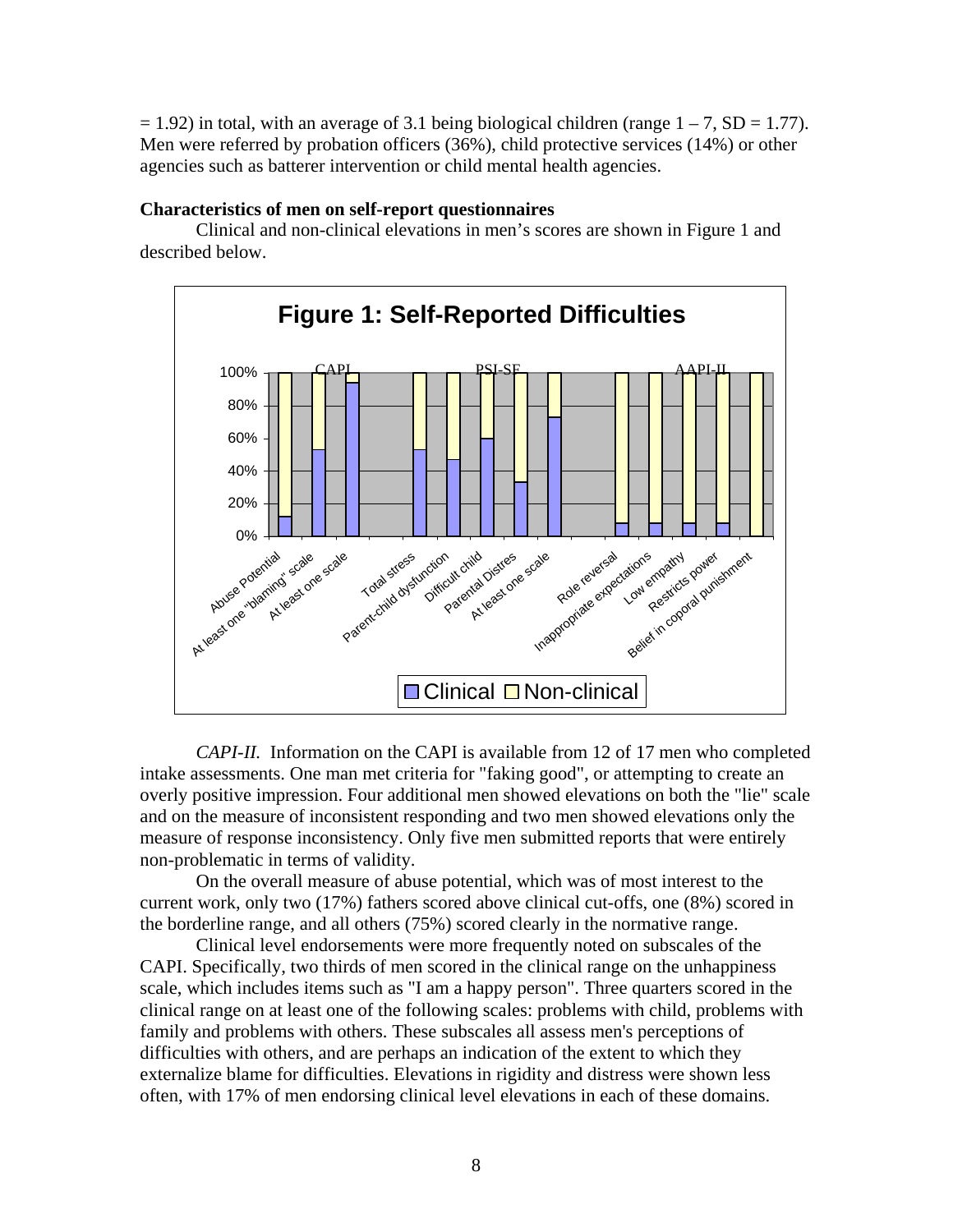= 1.92) in total, with an average of 3.1 being biological children (range 1 – 7, SD = 1.77). Men were referred by probation officers (36%), child protective services (14%) or other agencies such as batterer intervention or child mental health agencies.

**Characteristics of men on self-report questionnaires**

Clinical and non-clinical elevations in men's scores are shown in Figure 1 and described below.

**Figure 1: Self-Reported Difficulties**

*CAPI-II.* Information on the CAPI is available from 12 of 17 men who completed intake assessments. One man met criteria for "faking good", or attempting to create an overly positive impression. Four additional men showed elevations on both the "lie" scale and on the measure of inconsistent responding and two men showed elevations only the measure of response inconsistency. Only five men submitted reports that were entirely non-problematic in terms of validity.

On the overall measure of abuse potential, which was of most interest to the current work, only two (17%) fathers scored above clinical cut-offs, one (8%) scored in the borderline range, and all others (75%) scored clearly in the normative range.

Clinical level endorsements were more frequently noted on subscales of the CAPI. Specifically, two thirds of men scored in the clinical range on the unhappiness scale, which includes items such as "I am a happy person". Three quarters scored in the clinical range on at least one of the following scales: problems with child, problems with family and problems with others. These subscales all assess men's perceptions of difficulties with others, and are perhaps an indication of the extent to which they externalize blame for difficulties. Elevations in rigidity and distress were shown less often, with 17% of men endorsing clinical level elevations in each of these domains.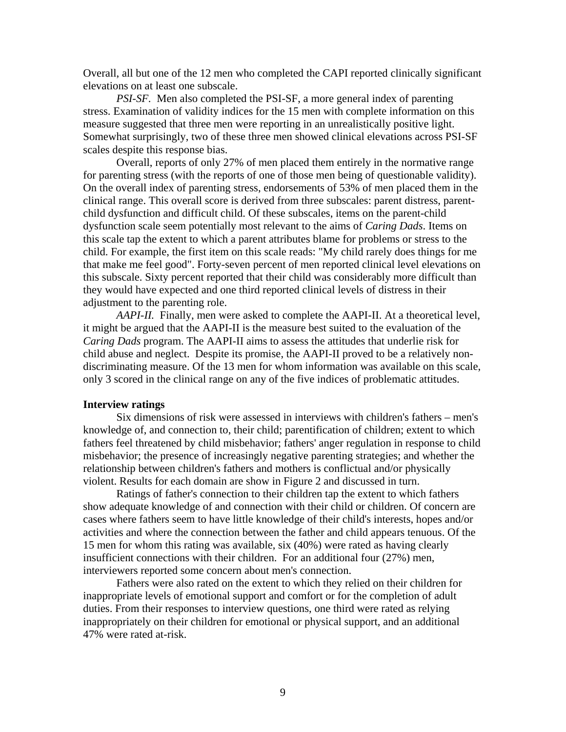Overall, all but one of the 12 men who completed the CAPI reported clinically significant elevations on at least one subscale.

*PSI-SF*. Men also completed the PSI-SF, a more general index of parenting stress. Examination of validity indices for the 15 men with complete information on this measure suggested that three men were reporting in an unrealistically positive light. Somewhat surprisingly, two of these three men showed clinical elevations across PSI-SF scales despite this response bias.

Overall, reports of only 27% of men placed them entirely in the normative range for parenting stress (with the reports of one of those men being of questionable validity). On the overall index of parenting stress, endorsements of 53% of men placed them in the clinical range. This overall score is derived from three subscales: parent distress, parent-child dysfunction and difficult child. Of these subscales, items on the parent-child dysfunction scale seem potentially most relevant to the aims of *Caring Dads*. Items on this scale tap the extent to which a parent attributes blame for problems or stress to the child. For example, the first item on this scale reads: "My child rarely does things for me that make me feel good". Forty-seven percent of men reported clinical level elevations on this subscale. Sixty percent reported that their child was considerably more difficult than they would have expected and one third reported clinical levels of distress in their adjustment to the parenting role.

*AAPI-II.* Finally, men were asked to complete the AAPI-II. At a theoretical level, it might be argued that the AAPI-II is the measure best suited to the evaluation of the *Caring Dads* program. The AAPI-II aims to assess the attitudes that underlie risk for child abuse and neglect. Despite its promise, the AAPI-II proved to be a relatively non-discriminating measure. Of the 13 men for whom information was available on this scale, only 3 scored in the clinical range on any of the five indices of problematic attitudes.

**Interview ratings**

Six dimensions of risk were assessed in interviews with children's fathers – men's knowledge of, and connection to, their child; parentification of children; extent to which fathers feel threatened by child misbehavior; fathers' anger regulation in response to child misbehavior; the presence of increasingly negative parenting strategies; and whether the relationship between children's fathers and mothers is conflictual and/or physically violent. Results for each domain are show in Figure 2 and discussed in turn.

Ratings of father's connection to their children tap the extent to which fathers show adequate knowledge of and connection with their child or children. Of concern are cases where fathers seem to have little knowledge of their child's interests, hopes and/or activities and where the connection between the father and child appears tenuous. Of the 15 men for whom this rating was available, six (40%) were rated as having clearly insufficient connections with their children. For an additional four (27%) men, interviewers reported some concern about men's connection.

Fathers were also rated on the extent to which they relied on their children for inappropriate levels of emotional support and comfort or for the completion of adult duties. From their responses to interview questions, one third were rated as relying inappropriately on their children for emotional or physical support, and an additional 47% were rated at-risk.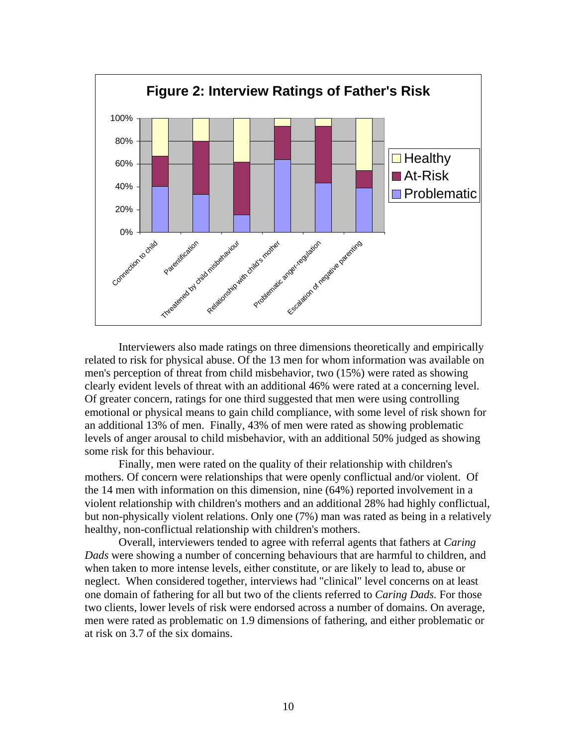**Figure 2: Interview Ratings of Father's Risk**

Interviewers also made ratings on three dimensions theoretically and empirically related to risk for physical abuse. Of the 13 men for whom information was available on men's perception of threat from child misbehavior, two (15%) were rated as showing clearly evident levels of threat with an additional 46% were rated at a concerning level. Of greater concern, ratings for one third suggested that men were using controlling emotional or physical means to gain child compliance, with some level of risk shown for an additional 13% of men. Finally, 43% of men were rated as showing problematic levels of anger arousal to child misbehavior, with an additional 50% judged as showing some risk for this behaviour.

Finally, men were rated on the quality of their relationship with children's mothers. Of concern were relationships that were openly conflictual and/or violent. Of the 14 men with information on this dimension, nine (64%) reported involvement in a violent relationship with children's mothers and an additional 28% had highly conflictual, but non-physically violent relations. Only one (7%) man was rated as being in a relatively healthy, non-conflictual relationship with children's mothers.

Overall, interviewers tended to agree with referral agents that fathers at *Caring Dads* were showing a number of concerning behaviours that are harmful to children, and when taken to more intense levels, either constitute, or are likely to lead to, abuse or neglect. When considered together, interviews had "clinical" level concerns on at least one domain of fathering for all but two of the clients referred to *Caring Dads.* For those two clients, lower levels of risk were endorsed across a number of domains. On average, men were rated as problematic on 1.9 dimensions of fathering, and either problematic or at risk on 3.7 of the six domains.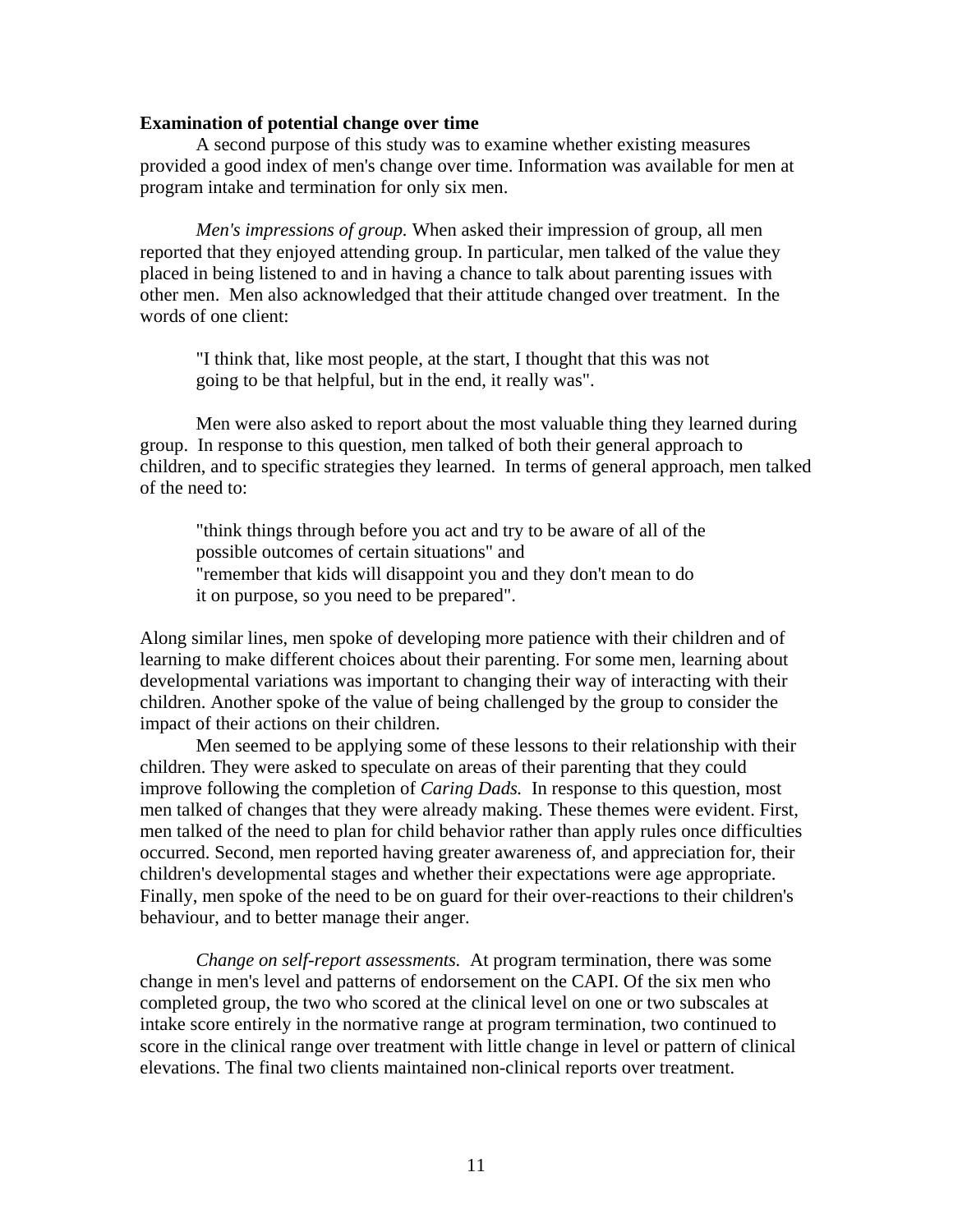**Examination of potential change over time**

A second purpose of this study was to examine whether existing measures provided a good index of men's change over time. Information was available for men at program intake and termination for only six men.

*Men's impressions of group.* When asked their impression of group, all men reported that they enjoyed attending group. In particular, men talked of the value they placed in being listened to and in having a chance to talk about parenting issues with other men. Men also acknowledged that their attitude changed over treatment. In the words of one client:

> "I think that, like most people, at the start, I thought that this was not going to be that helpful, but in the end, it really was".

Men were also asked to report about the most valuable thing they learned during group. In response to this question, men talked of both their general approach to children, and to specific strategies they learned. In terms of general approach, men talked of the need to:

> "think things through before you act and try to be aware of all of the possible outcomes of certain situations" and
> "remember that kids will disappoint you and they don't mean to do it on purpose, so you need to be prepared".

Along similar lines, men spoke of developing more patience with their children and of learning to make different choices about their parenting. For some men, learning about developmental variations was important to changing their way of interacting with their children. Another spoke of the value of being challenged by the group to consider the impact of their actions on their children.

Men seemed to be applying some of these lessons to their relationship with their children. They were asked to speculate on areas of their parenting that they could improve following the completion of *Caring Dads.* In response to this question, most men talked of changes that they were already making. These themes were evident. First, men talked of the need to plan for child behavior rather than apply rules once difficulties occurred. Second, men reported having greater awareness of, and appreciation for, their children's developmental stages and whether their expectations were age appropriate. Finally, men spoke of the need to be on guard for their over-reactions to their children's behaviour, and to better manage their anger.

*Change on self-report assessments.* At program termination, there was some change in men's level and patterns of endorsement on the CAPI. Of the six men who completed group, the two who scored at the clinical level on one or two subscales at intake score entirely in the normative range at program termination, two continued to score in the clinical range over treatment with little change in level or pattern of clinical elevations. The final two clients maintained non-clinical reports over treatment.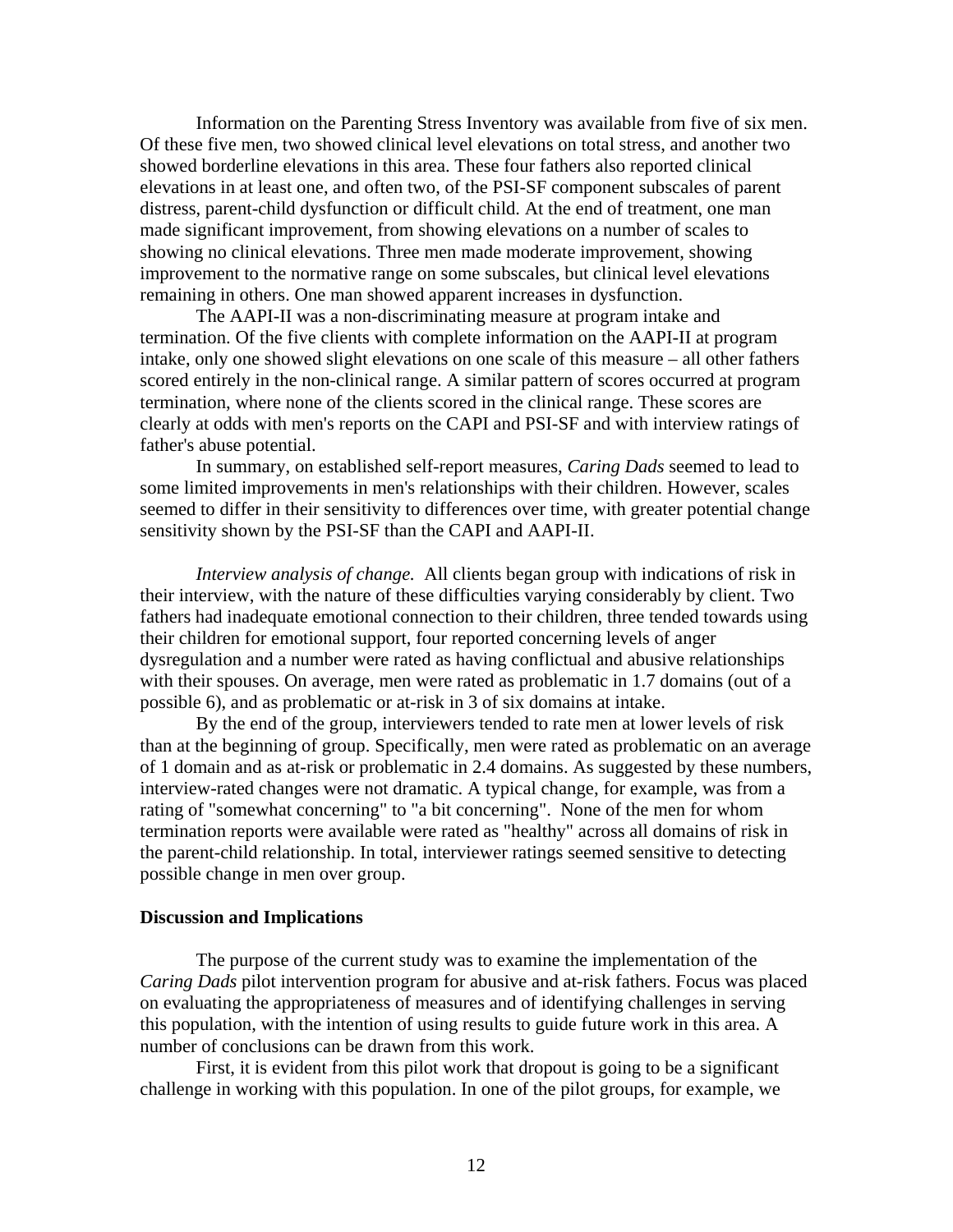Information on the Parenting Stress Inventory was available from five of six men. Of these five men, two showed clinical level elevations on total stress, and another two showed borderline elevations in this area. These four fathers also reported clinical elevations in at least one, and often two, of the PSI-SF component subscales of parent distress, parent-child dysfunction or difficult child. At the end of treatment, one man made significant improvement, from showing elevations on a number of scales to showing no clinical elevations. Three men made moderate improvement, showing improvement to the normative range on some subscales, but clinical level elevations remaining in others. One man showed apparent increases in dysfunction.

The AAPI-II was a non-discriminating measure at program intake and termination. Of the five clients with complete information on the AAPI-II at program intake, only one showed slight elevations on one scale of this measure – all other fathers scored entirely in the non-clinical range. A similar pattern of scores occurred at program termination, where none of the clients scored in the clinical range. These scores are clearly at odds with men's reports on the CAPI and PSI-SF and with interview ratings of father's abuse potential.

In summary, on established self-report measures, *Caring Dads* seemed to lead to some limited improvements in men's relationships with their children. However, scales seemed to differ in their sensitivity to differences over time, with greater potential change sensitivity shown by the PSI-SF than the CAPI and AAPI-II.

*Interview analysis of change.* All clients began group with indications of risk in their interview, with the nature of these difficulties varying considerably by client. Two fathers had inadequate emotional connection to their children, three tended towards using their children for emotional support, four reported concerning levels of anger dysregulation and a number were rated as having conflictual and abusive relationships with their spouses. On average, men were rated as problematic in 1.7 domains (out of a possible 6), and as problematic or at-risk in 3 of six domains at intake.

By the end of the group, interviewers tended to rate men at lower levels of risk than at the beginning of group. Specifically, men were rated as problematic on an average of 1 domain and as at-risk or problematic in 2.4 domains. As suggested by these numbers, interview-rated changes were not dramatic. A typical change, for example, was from a rating of "somewhat concerning" to "a bit concerning". None of the men for whom termination reports were available were rated as "healthy" across all domains of risk in the parent-child relationship. In total, interviewer ratings seemed sensitive to detecting possible change in men over group.

**Discussion and Implications**

The purpose of the current study was to examine the implementation of the *Caring Dads* pilot intervention program for abusive and at-risk fathers. Focus was placed on evaluating the appropriateness of measures and of identifying challenges in serving this population, with the intention of using results to guide future work in this area. A number of conclusions can be drawn from this work.

First, it is evident from this pilot work that dropout is going to be a significant challenge in working with this population. In one of the pilot groups, for example, we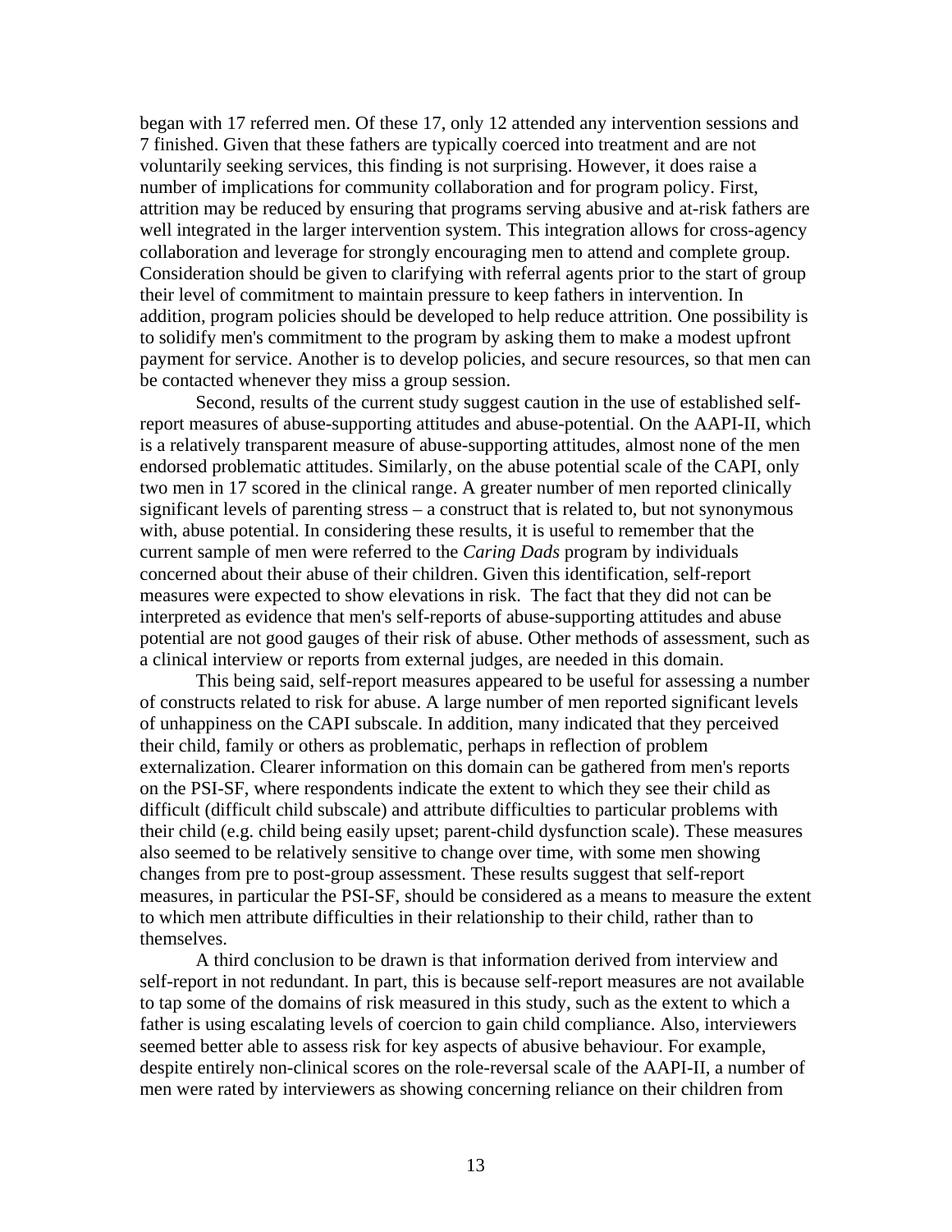began with 17 referred men. Of these 17, only 12 attended any intervention sessions and 7 finished. Given that these fathers are typically coerced into treatment and are not voluntarily seeking services, this finding is not surprising. However, it does raise a number of implications for community collaboration and for program policy. First, attrition may be reduced by ensuring that programs serving abusive and at-risk fathers are well integrated in the larger intervention system. This integration allows for cross-agency collaboration and leverage for strongly encouraging men to attend and complete group. Consideration should be given to clarifying with referral agents prior to the start of group their level of commitment to maintain pressure to keep fathers in intervention. In addition, program policies should be developed to help reduce attrition. One possibility is to solidify men's commitment to the program by asking them to make a modest upfront payment for service. Another is to develop policies, and secure resources, so that men can be contacted whenever they miss a group session.

Second, results of the current study suggest caution in the use of established self-report measures of abuse-supporting attitudes and abuse-potential. On the AAPI-II, which is a relatively transparent measure of abuse-supporting attitudes, almost none of the men endorsed problematic attitudes. Similarly, on the abuse potential scale of the CAPI, only two men in 17 scored in the clinical range. A greater number of men reported clinically significant levels of parenting stress – a construct that is related to, but not synonymous with, abuse potential. In considering these results, it is useful to remember that the current sample of men were referred to the *Caring Dads* program by individuals concerned about their abuse of their children. Given this identification, self-report measures were expected to show elevations in risk. The fact that they did not can be interpreted as evidence that men's self-reports of abuse-supporting attitudes and abuse potential are not good gauges of their risk of abuse. Other methods of assessment, such as a clinical interview or reports from external judges, are needed in this domain.

This being said, self-report measures appeared to be useful for assessing a number of constructs related to risk for abuse. A large number of men reported significant levels of unhappiness on the CAPI subscale. In addition, many indicated that they perceived their child, family or others as problematic, perhaps in reflection of problem externalization. Clearer information on this domain can be gathered from men's reports on the PSI-SF, where respondents indicate the extent to which they see their child as difficult (difficult child subscale) and attribute difficulties to particular problems with their child (e.g. child being easily upset; parent-child dysfunction scale). These measures also seemed to be relatively sensitive to change over time, with some men showing changes from pre to post-group assessment. These results suggest that self-report measures, in particular the PSI-SF, should be considered as a means to measure the extent to which men attribute difficulties in their relationship to their child, rather than to themselves.

A third conclusion to be drawn is that information derived from interview and self-report in not redundant. In part, this is because self-report measures are not available to tap some of the domains of risk measured in this study, such as the extent to which a father is using escalating levels of coercion to gain child compliance. Also, interviewers seemed better able to assess risk for key aspects of abusive behaviour. For example, despite entirely non-clinical scores on the role-reversal scale of the AAPI-II, a number of men were rated by interviewers as showing concerning reliance on their children from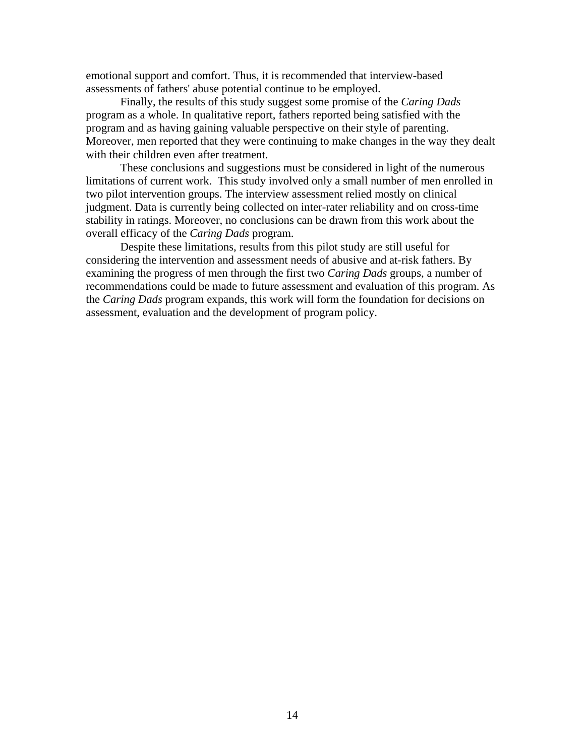emotional support and comfort. Thus, it is recommended that interview-based assessments of fathers' abuse potential continue to be employed.

Finally, the results of this study suggest some promise of the *Caring Dads* program as a whole. In qualitative report, fathers reported being satisfied with the program and as having gaining valuable perspective on their style of parenting. Moreover, men reported that they were continuing to make changes in the way they dealt with their children even after treatment.

These conclusions and suggestions must be considered in light of the numerous limitations of current work. This study involved only a small number of men enrolled in two pilot intervention groups. The interview assessment relied mostly on clinical judgment. Data is currently being collected on inter-rater reliability and on cross-time stability in ratings. Moreover, no conclusions can be drawn from this work about the overall efficacy of the *Caring Dads* program.

Despite these limitations, results from this pilot study are still useful for considering the intervention and assessment needs of abusive and at-risk fathers. By examining the progress of men through the first two *Caring Dads* groups, a number of recommendations could be made to future assessment and evaluation of this program. As the *Caring Dads* program expands, this work will form the foundation for decisions on assessment, evaluation and the development of program policy.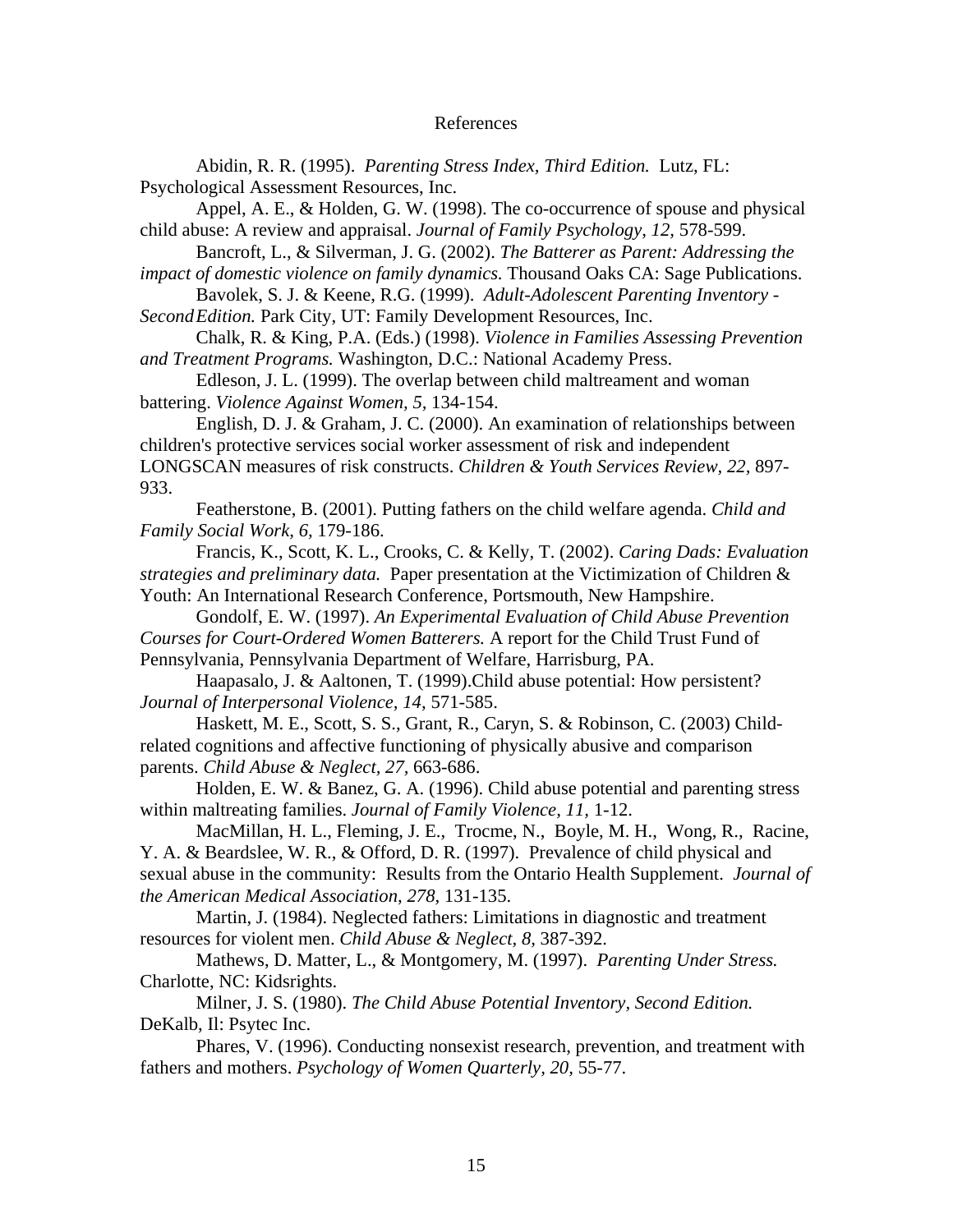# References

Abidin, R. R. (1995). *Parenting Stress Index, Third Edition.* Lutz, FL: Psychological Assessment Resources, Inc.

Appel, A. E., & Holden, G. W. (1998). The co-occurrence of spouse and physical child abuse: A review and appraisal. *Journal of Family Psychology, 12*, 578-599.

Bancroft, L., & Silverman, J. G. (2002). *The Batterer as Parent: Addressing the impact of domestic violence on family dynamics.* Thousand Oaks CA: Sage Publications.

Bavolek, S. J. & Keene, R.G. (1999). *Adult-Adolescent Parenting Inventory - Second Edition.* Park City, UT: Family Development Resources, Inc.

Chalk, R. & King, P.A. (Eds.) (1998). *Violence in Families Assessing Prevention and Treatment Programs.* Washington, D.C.: National Academy Press.

Edleson, J. L. (1999). The overlap between child maltreament and woman battering. *Violence Against Women, 5*, 134-154.

English, D. J. & Graham, J. C. (2000). An examination of relationships between children's protective services social worker assessment of risk and independent LONGSCAN measures of risk constructs. *Children & Youth Services Review, 22*, 897-933.

Featherstone, B. (2001). Putting fathers on the child welfare agenda. *Child and Family Social Work, 6*, 179-186.

Francis, K., Scott, K. L., Crooks, C. & Kelly, T. (2002). *Caring Dads: Evaluation strategies and preliminary data.* Paper presentation at the Victimization of Children & Youth: An International Research Conference, Portsmouth, New Hampshire.

Gondolf, E. W. (1997). *An Experimental Evaluation of Child Abuse Prevention Courses for Court-Ordered Women Batterers.* A report for the Child Trust Fund of Pennsylvania, Pennsylvania Department of Welfare, Harrisburg, PA.

Haapasalo, J. & Aaltonen, T. (1999).Child abuse potential: How persistent? *Journal of Interpersonal Violence, 14*, 571-585.

Haskett, M. E., Scott, S. S., Grant, R., Caryn, S. & Robinson, C. (2003) Child-related cognitions and affective functioning of physically abusive and comparison parents. *Child Abuse & Neglect, 27*, 663-686.

Holden, E. W. & Banez, G. A. (1996). Child abuse potential and parenting stress within maltreating families. *Journal of Family Violence, 11*, 1-12.

MacMillan, H. L., Fleming, J. E., Trocme, N., Boyle, M. H., Wong, R., Racine, Y. A. & Beardslee, W. R., & Offord, D. R. (1997). Prevalence of child physical and sexual abuse in the community: Results from the Ontario Health Supplement. *Journal of the American Medical Association, 278*, 131-135.

Martin, J. (1984). Neglected fathers: Limitations in diagnostic and treatment resources for violent men. *Child Abuse & Neglect, 8*, 387-392.

Mathews, D. Matter, L., & Montgomery, M. (1997). *Parenting Under Stress.* Charlotte, NC: Kidsrights.

Milner, J. S. (1980). *The Child Abuse Potential Inventory, Second Edition.* DeKalb, Il: Psytec Inc.

Phares, V. (1996). Conducting nonsexist research, prevention, and treatment with fathers and mothers. *Psychology of Women Quarterly, 20*, 55-77.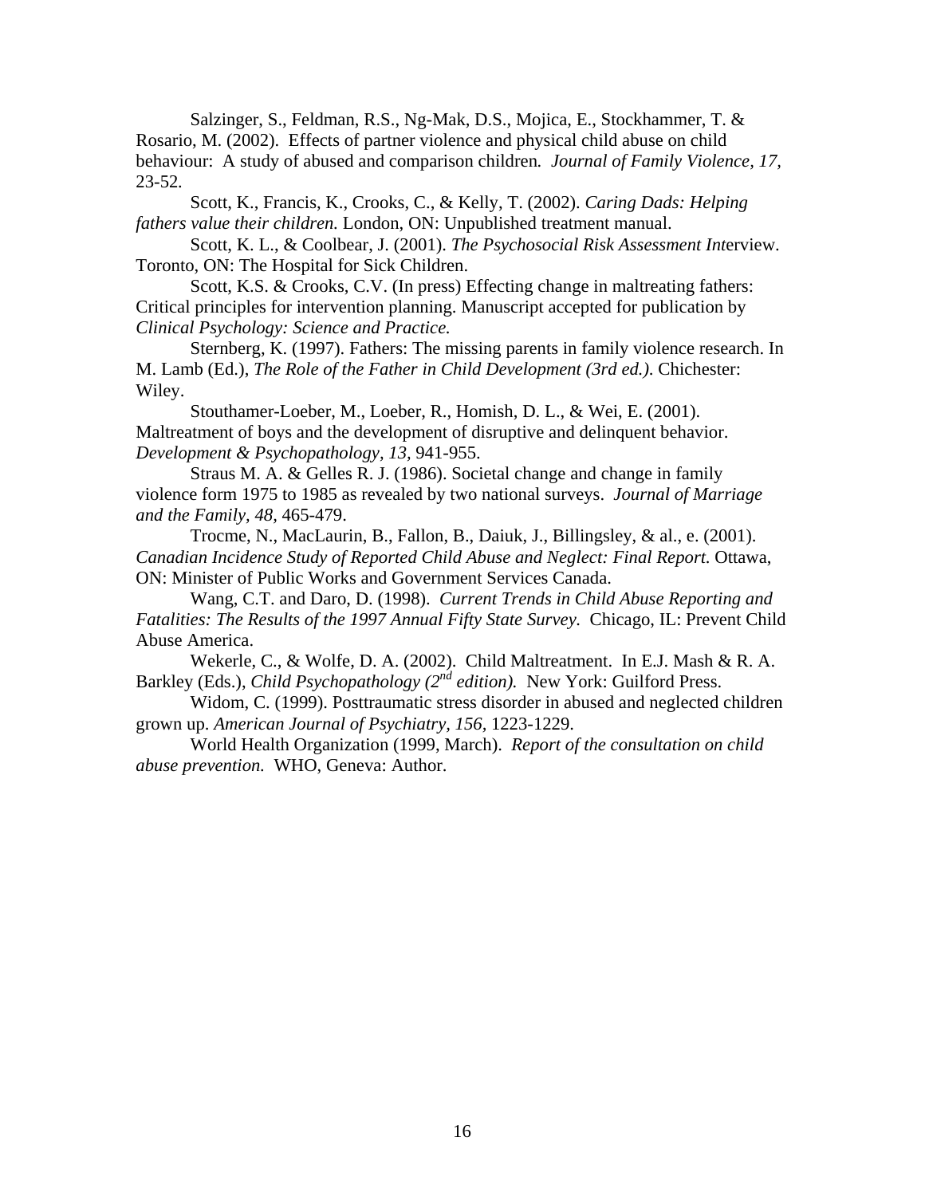Salzinger, S., Feldman, R.S., Ng-Mak, D.S., Mojica, E., Stockhammer, T. & Rosario, M. (2002). Effects of partner violence and physical child abuse on child behaviour: A study of abused and comparison children. *Journal of Family Violence, 17,* 23-52.

Scott, K., Francis, K., Crooks, C., & Kelly, T. (2002). *Caring Dads: Helping fathers value their children.* London, ON: Unpublished treatment manual.

Scott, K. L., & Coolbear, J. (2001). *The Psychosocial Risk Assessment Int*erview. Toronto, ON: The Hospital for Sick Children.

Scott, K.S. & Crooks, C.V. (In press) Effecting change in maltreating fathers: Critical principles for intervention planning. Manuscript accepted for publication by *Clinical Psychology: Science and Practice.*

Sternberg, K. (1997). Fathers: The missing parents in family violence research. In M. Lamb (Ed.), *The Role of the Father in Child Development (3rd ed.).* Chichester: Wiley.

Stouthamer-Loeber, M., Loeber, R., Homish, D. L., & Wei, E. (2001). Maltreatment of boys and the development of disruptive and delinquent behavior. *Development & Psychopathology, 13,* 941-955.

Straus M. A. & Gelles R. J. (1986). Societal change and change in family violence form 1975 to 1985 as revealed by two national surveys. *Journal of Marriage and the Family, 48,* 465-479.

Trocme, N., MacLaurin, B., Fallon, B., Daiuk, J., Billingsley, & al., e. (2001). *Canadian Incidence Study of Reported Child Abuse and Neglect: Final Report.* Ottawa, ON: Minister of Public Works and Government Services Canada.

Wang, C.T. and Daro, D. (1998). *Current Trends in Child Abuse Reporting and Fatalities: The Results of the 1997 Annual Fifty State Survey.* Chicago, IL: Prevent Child Abuse America.

Wekerle, C., & Wolfe, D. A. (2002). Child Maltreatment. In E.J. Mash & R. A. Barkley (Eds.), *Child Psychopathology (2nd edition).* New York: Guilford Press.

Widom, C. (1999). Posttraumatic stress disorder in abused and neglected children grown up. *American Journal of Psychiatry, 156,* 1223-1229.

World Health Organization (1999, March). *Report of the consultation on child abuse prevention.* WHO, Geneva: Author.